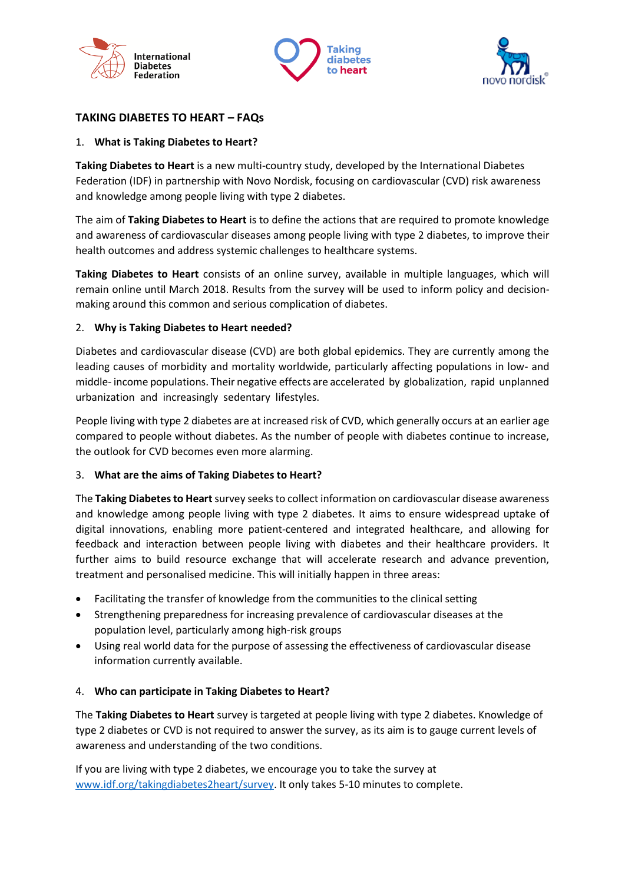## TAKING DIABETES TO HEART – FAQs

1. **What is Taking Diabetes to Heart?**

**Taking Diabetes to Heart** is a new multi-country study, developed by the International Diabetes Federation (IDF) in partnership with Novo Nordisk, focusing on cardiovascular (CVD) risk awareness and knowledge among people living with type 2 diabetes.

The aim of **Taking Diabetes to Heart** is to define the actions that are required to promote knowledge and awareness of cardiovascular diseases among people living with type 2 diabetes, to improve their health outcomes and address systemic challenges to healthcare systems.

**Taking Diabetes to Heart** consists of an online survey, available in multiple languages, which will remain online until March 2018. Results from the survey will be used to inform policy and decision-making around this common and serious complication of diabetes.

2. **Why is Taking Diabetes to Heart needed?**

Diabetes and cardiovascular disease (CVD) are both global epidemics. They are currently among the leading causes of morbidity and mortality worldwide, particularly affecting populations in low- and middle- income populations. Their negative effects are accelerated by globalization, rapid unplanned urbanization and increasingly sedentary lifestyles.

People living with type 2 diabetes are at increased risk of CVD, which generally occurs at an earlier age compared to people without diabetes. As the number of people with diabetes continue to increase, the outlook for CVD becomes even more alarming.

3. **What are the aims of Taking Diabetes to Heart?**

The **Taking Diabetes to Heart** survey seeks to collect information on cardiovascular disease awareness and knowledge among people living with type 2 diabetes. It aims to ensure widespread uptake of digital innovations, enabling more patient-centered and integrated healthcare, and allowing for feedback and interaction between people living with diabetes and their healthcare providers. It further aims to build resource exchange that will accelerate research and advance prevention, treatment and personalised medicine. This will initially happen in three areas:

- Facilitating the transfer of knowledge from the communities to the clinical setting
- Strengthening preparedness for increasing prevalence of cardiovascular diseases at the population level, particularly among high-risk groups
- Using real world data for the purpose of assessing the effectiveness of cardiovascular disease information currently available.

4. **Who can participate in Taking Diabetes to Heart?**

The **Taking Diabetes to Heart** survey is targeted at people living with type 2 diabetes. Knowledge of type 2 diabetes or CVD is not required to answer the survey, as its aim is to gauge current levels of awareness and understanding of the two conditions.

If you are living with type 2 diabetes, we encourage you to take the survey at [www.idf.org/takingdiabetes2heart/survey](www.idf.org/takingdiabetes2heart/survey). It only takes 5-10 minutes to complete.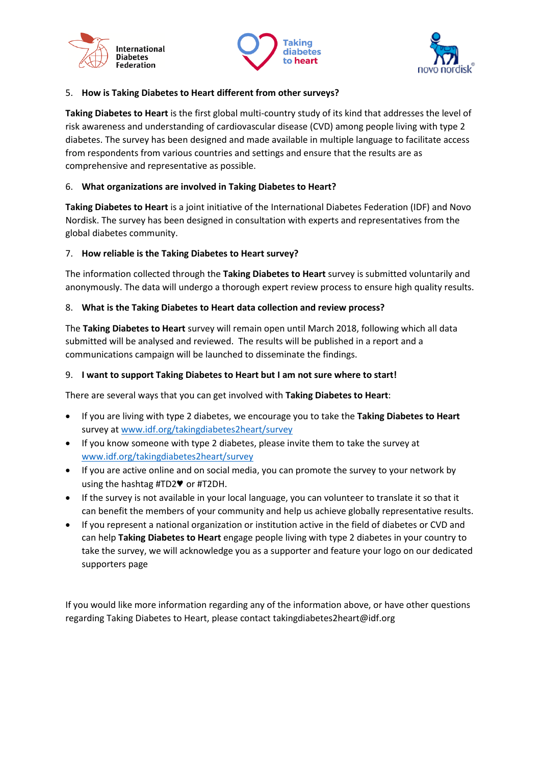5. **How is Taking Diabetes to Heart different from other surveys?**

**Taking Diabetes to Heart** is the first global multi-country study of its kind that addresses the level of risk awareness and understanding of cardiovascular disease (CVD) among people living with type 2 diabetes. The survey has been designed and made available in multiple language to facilitate access from respondents from various countries and settings and ensure that the results are as comprehensive and representative as possible.

6. **What organizations are involved in Taking Diabetes to Heart?**

**Taking Diabetes to Heart** is a joint initiative of the International Diabetes Federation (IDF) and Novo Nordisk. The survey has been designed in consultation with experts and representatives from the global diabetes community.

7. **How reliable is the Taking Diabetes to Heart survey?**

The information collected through the **Taking Diabetes to Heart** survey is submitted voluntarily and anonymously. The data will undergo a thorough expert review process to ensure high quality results.

8. **What is the Taking Diabetes to Heart data collection and review process?**

The **Taking Diabetes to Heart** survey will remain open until March 2018, following which all data submitted will be analysed and reviewed. The results will be published in a report and a communications campaign will be launched to disseminate the findings.

9. **I want to support Taking Diabetes to Heart but I am not sure where to start!**

There are several ways that you can get involved with **Taking Diabetes to Heart**:

- If you are living with type 2 diabetes, we encourage you to take the **Taking Diabetes to Heart** survey at www.idf.org/takingdiabetes2heart/survey
- If you know someone with type 2 diabetes, please invite them to take the survey at www.idf.org/takingdiabetes2heart/survey
- If you are active online and on social media, you can promote the survey to your network by using the hashtag #TD2♥ or #T2DH.
- If the survey is not available in your local language, you can volunteer to translate it so that it can benefit the members of your community and help us achieve globally representative results.
- If you represent a national organization or institution active in the field of diabetes or CVD and can help **Taking Diabetes to Heart** engage people living with type 2 diabetes in your country to take the survey, we will acknowledge you as a supporter and feature your logo on our dedicated supporters page

If you would like more information regarding any of the information above, or have other questions regarding Taking Diabetes to Heart, please contact takingdiabetes2heart@idf.org